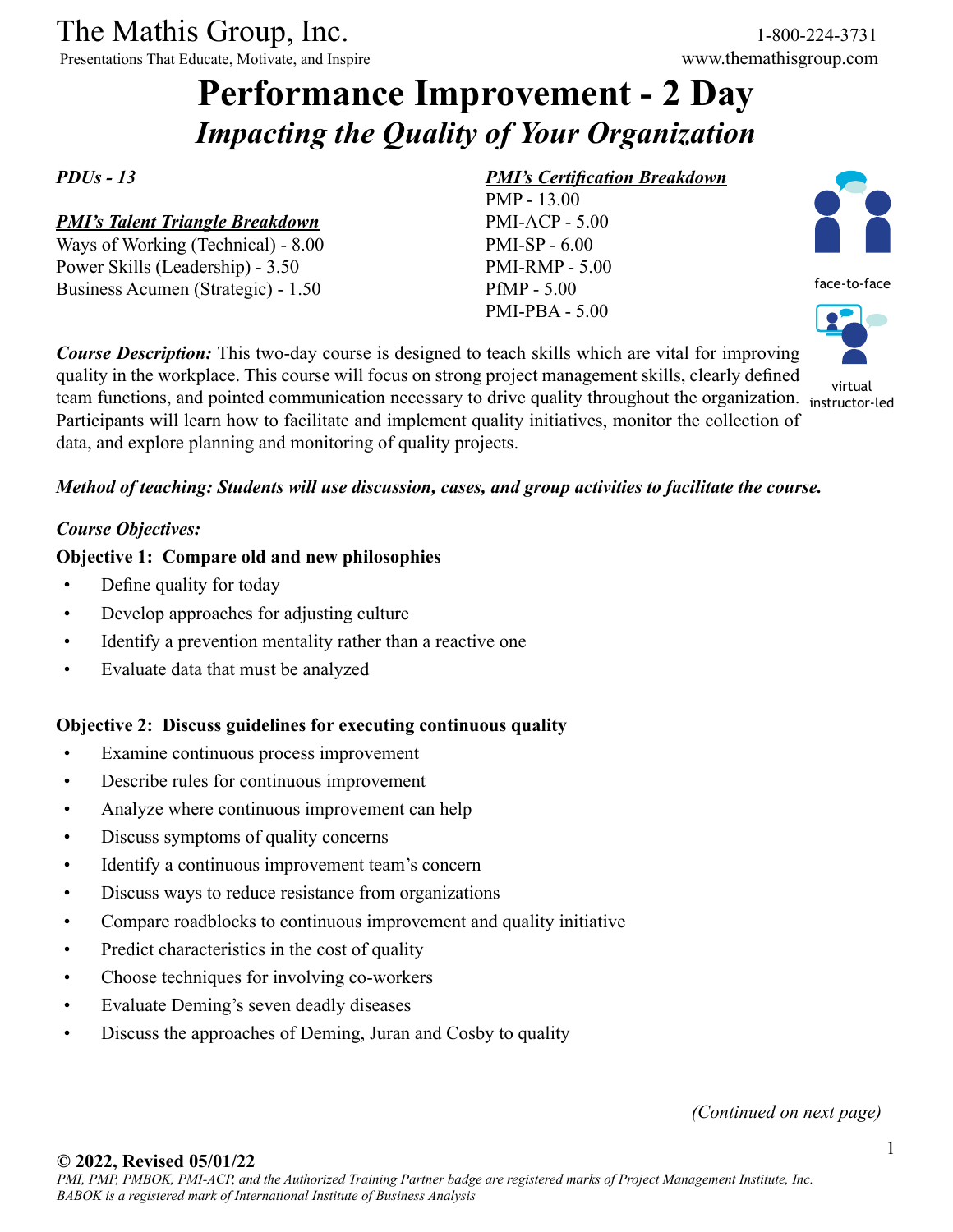The Mathis Group, Inc.
Presentations That Educate, Motivate, and Inspire

1-800-224-3731
www.themathisgroup.com

# Performance Improvement - 2 Day

## *Impacting the Quality of Your Organization*

*PDUs - 13*

***PMI's Talent Triangle Breakdown***
Ways of Working (Technical) - 8.00
Power Skills (Leadership) - 3.50
Business Acumen (Strategic) - 1.50

***PMI's Certification Breakdown***
PMP - 13.00
PMI-ACP - 5.00
PMI-SP - 6.00
PMI-RMP - 5.00
PfMP - 5.00
PMI-PBA - 5.00

face-to-face

virtual instructor-led

***Course Description:*** This two-day course is designed to teach skills which are vital for improving quality in the workplace. This course will focus on strong project management skills, clearly defined team functions, and pointed communication necessary to drive quality throughout the organization. Participants will learn how to facilitate and implement quality initiatives, monitor the collection of data, and explore planning and monitoring of quality projects.

***Method of teaching: Students will use discussion, cases, and group activities to facilitate the course.***

*Course Objectives:*

**Objective 1: Compare old and new philosophies**

- Define quality for today
- Develop approaches for adjusting culture
- Identify a prevention mentality rather than a reactive one
- Evaluate data that must be analyzed

**Objective 2: Discuss guidelines for executing continuous quality**

- Examine continuous process improvement
- Describe rules for continuous improvement
- Analyze where continuous improvement can help
- Discuss symptoms of quality concerns
- Identify a continuous improvement team's concern
- Discuss ways to reduce resistance from organizations
- Compare roadblocks to continuous improvement and quality initiative
- Predict characteristics in the cost of quality
- Choose techniques for involving co-workers
- Evaluate Deming's seven deadly diseases
- Discuss the approaches of Deming, Juran and Cosby to quality

*(Continued on next page)*

**© 2022, Revised 05/01/22**
*PMI, PMP, PMBOK, PMI-ACP, and the Authorized Training Partner badge are registered marks of Project Management Institute, Inc.*
*BABOK is a registered mark of International Institute of Business Analysis*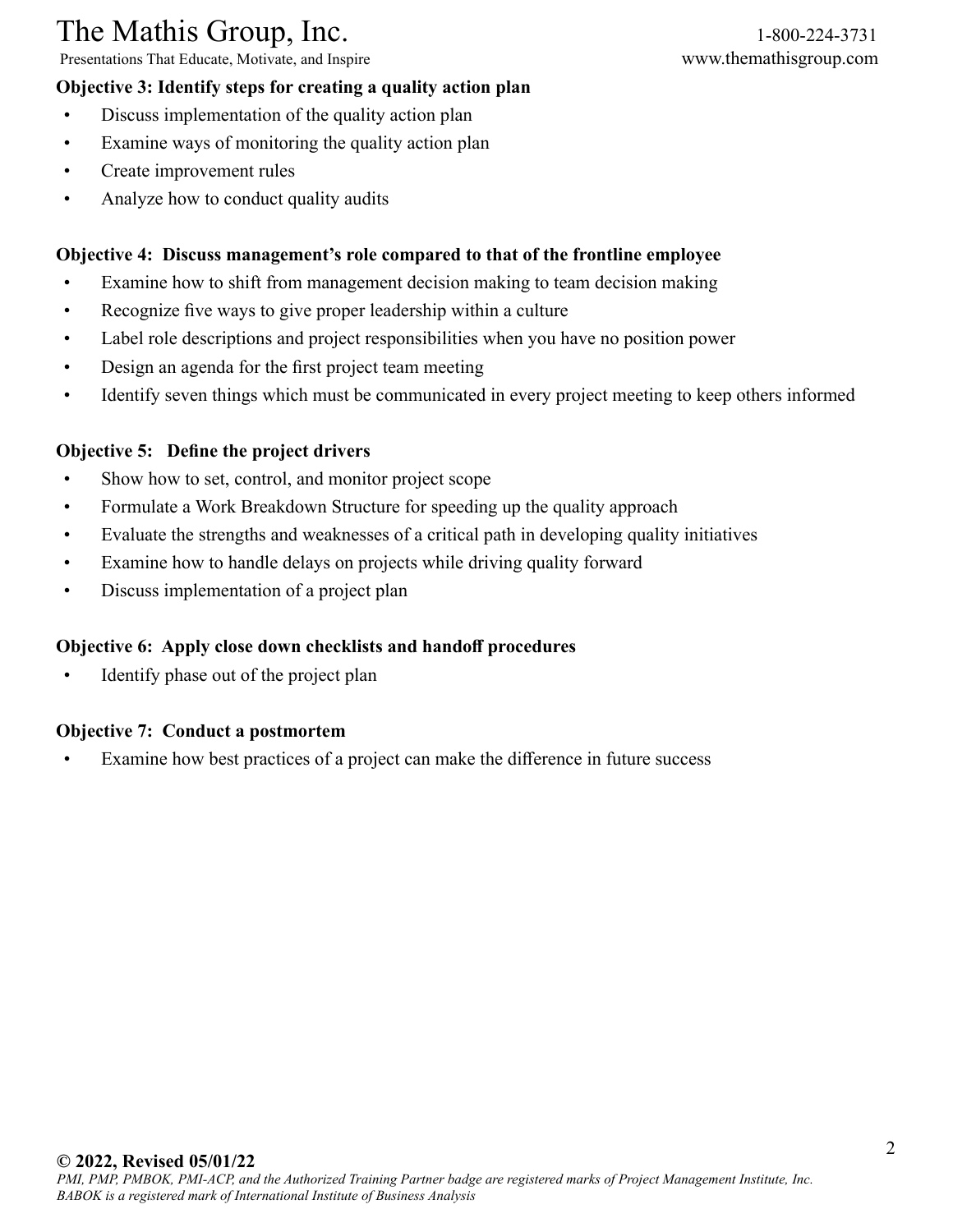**Objective 3: Identify steps for creating a quality action plan**

- Discuss implementation of the quality action plan
- Examine ways of monitoring the quality action plan
- Create improvement rules
- Analyze how to conduct quality audits

**Objective 4: Discuss management's role compared to that of the frontline employee**

- Examine how to shift from management decision making to team decision making
- Recognize five ways to give proper leadership within a culture
- Label role descriptions and project responsibilities when you have no position power
- Design an agenda for the first project team meeting
- Identify seven things which must be communicated in every project meeting to keep others informed

**Objective 5: Define the project drivers**

- Show how to set, control, and monitor project scope
- Formulate a Work Breakdown Structure for speeding up the quality approach
- Evaluate the strengths and weaknesses of a critical path in developing quality initiatives
- Examine how to handle delays on projects while driving quality forward
- Discuss implementation of a project plan

**Objective 6: Apply close down checklists and handoff procedures**

- Identify phase out of the project plan

**Objective 7: Conduct a postmortem**

- Examine how best practices of a project can make the difference in future success

**© 2022, Revised 05/01/22**

*PMI, PMP, PMBOK, PMI-ACP, and the Authorized Training Partner badge are registered marks of Project Management Institute, Inc. BABOK is a registered mark of International Institute of Business Analysis*